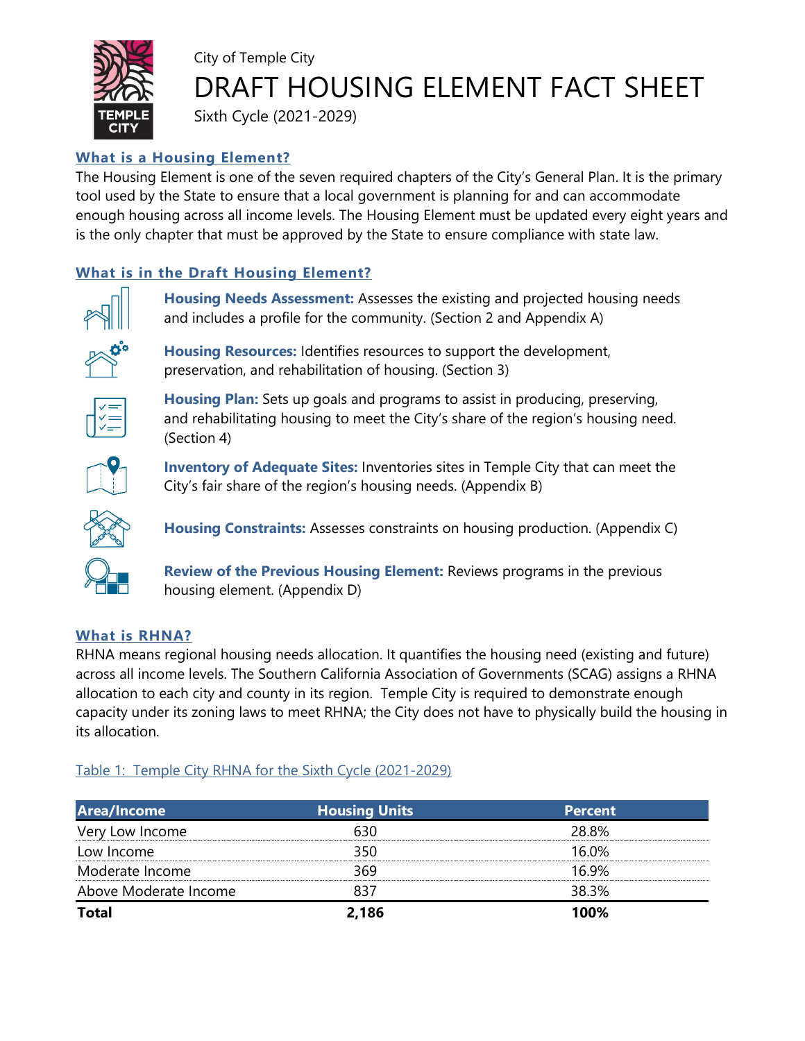City of Temple City

# DRAFT HOUSING ELEMENT FACT SHEET

Sixth Cycle (2021-2029)

## What is a Housing Element?

The Housing Element is one of the seven required chapters of the City's General Plan. It is the primary tool used by the State to ensure that a local government is planning for and can accommodate enough housing across all income levels. The Housing Element must be updated every eight years and is the only chapter that must be approved by the State to ensure compliance with state law.

## What is in the Draft Housing Element?

**Housing Needs Assessment:** Assesses the existing and projected housing needs and includes a profile for the community. (Section 2 and Appendix A)

**Housing Resources:** Identifies resources to support the development, preservation, and rehabilitation of housing. (Section 3)

**Housing Plan:** Sets up goals and programs to assist in producing, preserving, and rehabilitating housing to meet the City's share of the region's housing need. (Section 4)

**Inventory of Adequate Sites:** Inventories sites in Temple City that can meet the City's fair share of the region's housing needs. (Appendix B)

**Housing Constraints:** Assesses constraints on housing production. (Appendix C)

**Review of the Previous Housing Element:** Reviews programs in the previous housing element. (Appendix D)

## What is RHNA?

RHNA means regional housing needs allocation. It quantifies the housing need (existing and future) across all income levels. The Southern California Association of Governments (SCAG) assigns a RHNA allocation to each city and county in its region. Temple City is required to demonstrate enough capacity under its zoning laws to meet RHNA; the City does not have to physically build the housing in its allocation.

Table 1: Temple City RHNA for the Sixth Cycle (2021-2029)

| Area/Income | Housing Units | Percent |
|---|---|---|
| Very Low Income | 630 | 28.8% |
| Low Income | 350 | 16.0% |
| Moderate Income | 369 | 16.9% |
| Above Moderate Income | 837 | 38.3% |
| **Total** | **2,186** | **100%** |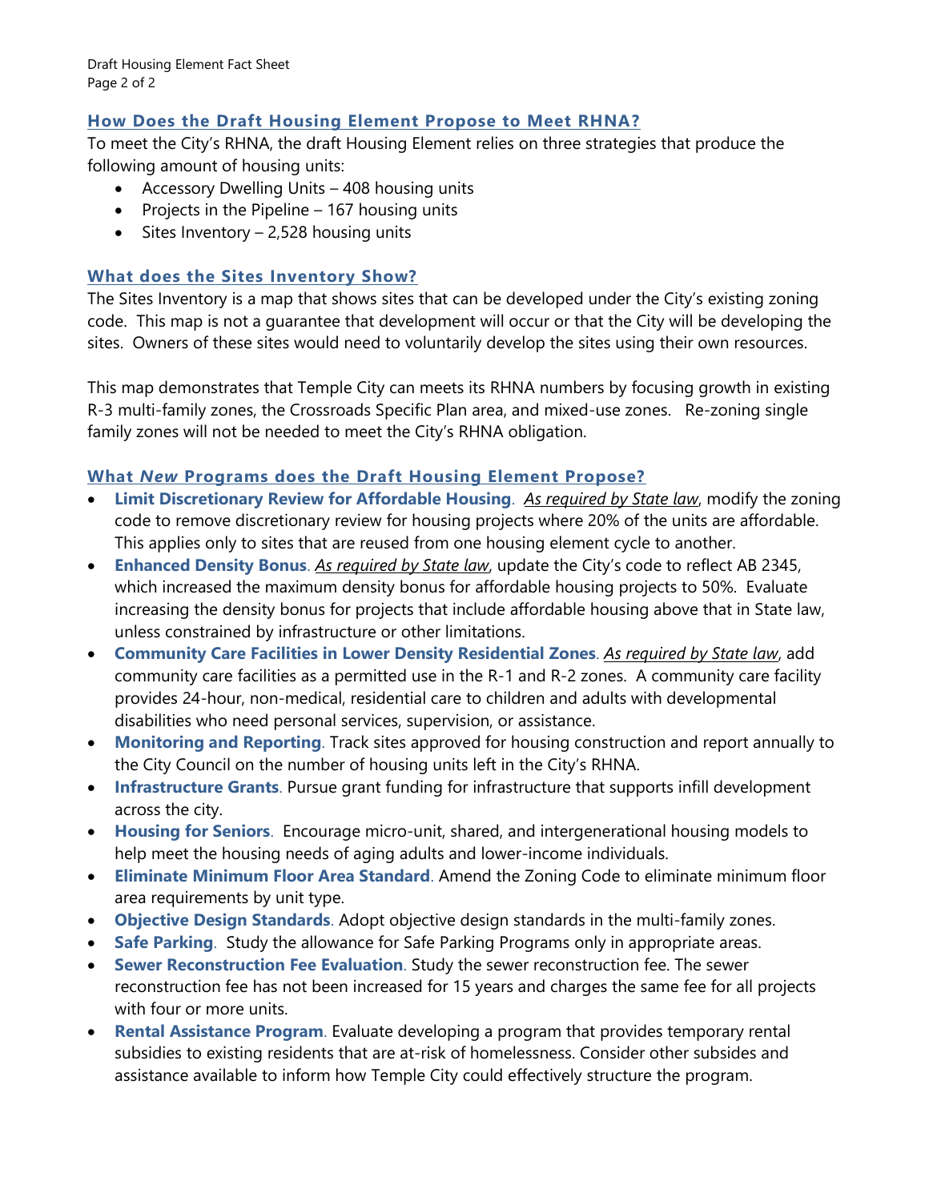## How Does the Draft Housing Element Propose to Meet RHNA?

To meet the City's RHNA, the draft Housing Element relies on three strategies that produce the following amount of housing units:

- Accessory Dwelling Units – 408 housing units
- Projects in the Pipeline – 167 housing units
- Sites Inventory – 2,528 housing units

## What does the Sites Inventory Show?

The Sites Inventory is a map that shows sites that can be developed under the City's existing zoning code. This map is not a guarantee that development will occur or that the City will be developing the sites. Owners of these sites would need to voluntarily develop the sites using their own resources.

This map demonstrates that Temple City can meets its RHNA numbers by focusing growth in existing R-3 multi-family zones, the Crossroads Specific Plan area, and mixed-use zones. Re-zoning single family zones will not be needed to meet the City's RHNA obligation.

## What *New* Programs does the Draft Housing Element Propose?

- **Limit Discretionary Review for Affordable Housing**. *As required by State law*, modify the zoning code to remove discretionary review for housing projects where 20% of the units are affordable. This applies only to sites that are reused from one housing element cycle to another.
- **Enhanced Density Bonus**. *As required by State law*, update the City's code to reflect AB 2345, which increased the maximum density bonus for affordable housing projects to 50%. Evaluate increasing the density bonus for projects that include affordable housing above that in State law, unless constrained by infrastructure or other limitations.
- **Community Care Facilities in Lower Density Residential Zones**. *As required by State law*, add community care facilities as a permitted use in the R-1 and R-2 zones. A community care facility provides 24-hour, non-medical, residential care to children and adults with developmental disabilities who need personal services, supervision, or assistance.
- **Monitoring and Reporting**. Track sites approved for housing construction and report annually to the City Council on the number of housing units left in the City's RHNA.
- **Infrastructure Grants**. Pursue grant funding for infrastructure that supports infill development across the city.
- **Housing for Seniors**. Encourage micro-unit, shared, and intergenerational housing models to help meet the housing needs of aging adults and lower-income individuals.
- **Eliminate Minimum Floor Area Standard**. Amend the Zoning Code to eliminate minimum floor area requirements by unit type.
- **Objective Design Standards**. Adopt objective design standards in the multi-family zones.
- **Safe Parking**. Study the allowance for Safe Parking Programs only in appropriate areas.
- **Sewer Reconstruction Fee Evaluation**. Study the sewer reconstruction fee. The sewer reconstruction fee has not been increased for 15 years and charges the same fee for all projects with four or more units.
- **Rental Assistance Program**. Evaluate developing a program that provides temporary rental subsidies to existing residents that are at-risk of homelessness. Consider other subsides and assistance available to inform how Temple City could effectively structure the program.